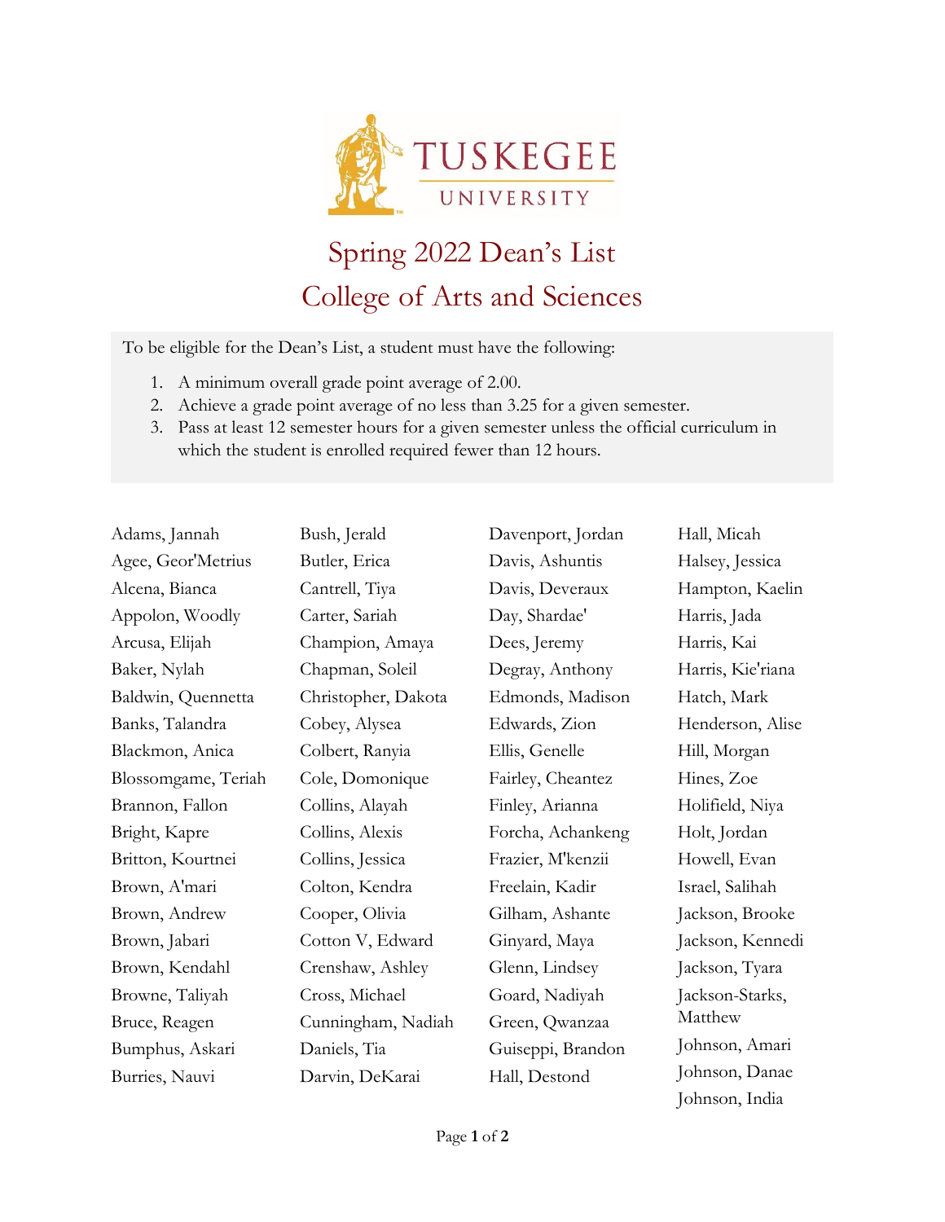# Spring 2022 Dean's List

## College of Arts and Sciences

To be eligible for the Dean's List, a student must have the following:

1. A minimum overall grade point average of 2.00.
2. Achieve a grade point average of no less than 3.25 for a given semester.
3. Pass at least 12 semester hours for a given semester unless the official curriculum in which the student is enrolled required fewer than 12 hours.

Adams, Jannah
Agee, Geor'Metrius
Alcena, Bianca
Appolon, Woodly
Arcusa, Elijah
Baker, Nylah
Baldwin, Quennetta
Banks, Talandra
Blackmon, Anica
Blossomgame, Teriah
Brannon, Fallon
Bright, Kapre
Britton, Kourtnei
Brown, A'mari
Brown, Andrew
Brown, Jabari
Brown, Kendahl
Browne, Taliyah
Bruce, Reagen
Bumphus, Askari
Burries, Nauvi
Bush, Jerald
Butler, Erica
Cantrell, Tiya
Carter, Sariah
Champion, Amaya
Chapman, Soleil
Christopher, Dakota
Cobey, Alysea
Colbert, Ranyia
Cole, Domonique
Collins, Alayah
Collins, Alexis
Collins, Jessica
Colton, Kendra
Cooper, Olivia
Cotton V, Edward
Crenshaw, Ashley
Cross, Michael
Cunningham, Nadiah
Daniels, Tia
Darvin, DeKarai
Davenport, Jordan
Davis, Ashuntis
Davis, Deveraux
Day, Shardae'
Dees, Jeremy
Degray, Anthony
Edmonds, Madison
Edwards, Zion
Ellis, Genelle
Fairley, Cheantez
Finley, Arianna
Forcha, Achankeng
Frazier, M'kenzii
Freelain, Kadir
Gilham, Ashante
Ginyard, Maya
Glenn, Lindsey
Goard, Nadiyah
Green, Qwanzaa
Guiseppi, Brandon
Hall, Destond
Hall, Micah
Halsey, Jessica
Hampton, Kaelin
Harris, Jada
Harris, Kai
Harris, Kie'riana
Hatch, Mark
Henderson, Alise
Hill, Morgan
Hines, Zoe
Holifield, Niya
Holt, Jordan
Howell, Evan
Israel, Salihah
Jackson, Brooke
Jackson, Kennedi
Jackson, Tyara
Jackson-Starks, Matthew
Johnson, Amari
Johnson, Danae
Johnson, India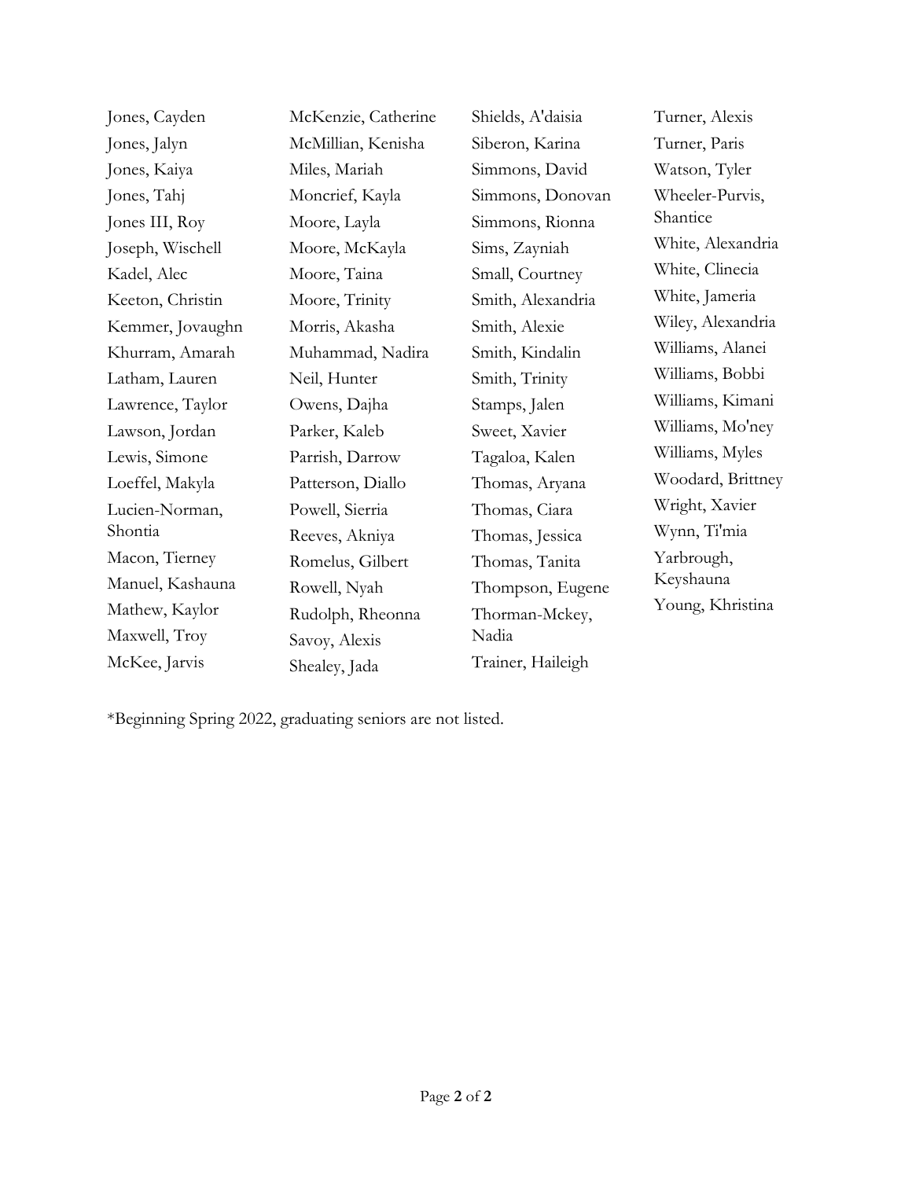Jones, Cayden
Jones, Jalyn
Jones, Kaiya
Jones, Tahj
Jones III, Roy
Joseph, Wischell
Kadel, Alec
Keeton, Christin
Kemmer, Jovaughn
Khurram, Amarah
Latham, Lauren
Lawrence, Taylor
Lawson, Jordan
Lewis, Simone
Loeffel, Makyla
Lucien-Norman, Shontia
Macon, Tierney
Manuel, Kashauna
Mathew, Kaylor
Maxwell, Troy
McKee, Jarvis
McKenzie, Catherine
McMillian, Kenisha
Miles, Mariah
Moncrief, Kayla
Moore, Layla
Moore, McKayla
Moore, Taina
Moore, Trinity
Morris, Akasha
Muhammad, Nadira
Neil, Hunter
Owens, Dajha
Parker, Kaleb
Parrish, Darrow
Patterson, Diallo
Powell, Sierria
Reeves, Akniya
Romelus, Gilbert
Rowell, Nyah
Rudolph, Rheonna
Savoy, Alexis
Shealey, Jada
Shields, A'daisia
Siberon, Karina
Simmons, David
Simmons, Donovan
Simmons, Rionna
Sims, Zayniah
Small, Courtney
Smith, Alexandria
Smith, Alexie
Smith, Kindalin
Smith, Trinity
Stamps, Jalen
Sweet, Xavier
Tagaloa, Kalen
Thomas, Aryana
Thomas, Ciara
Thomas, Jessica
Thomas, Tanita
Thompson, Eugene
Thorman-Mckey, Nadia
Trainer, Haileigh
Turner, Alexis
Turner, Paris
Watson, Tyler
Wheeler-Purvis, Shantice
White, Alexandria
White, Clinecia
White, Jameria
Wiley, Alexandria
Williams, Alanei
Williams, Bobbi
Williams, Kimani
Williams, Mo'ney
Williams, Myles
Woodard, Brittney
Wright, Xavier
Wynn, Ti'mia
Yarbrough, Keyshauna
Young, Khristina

*Beginning Spring 2022, graduating seniors are not listed.